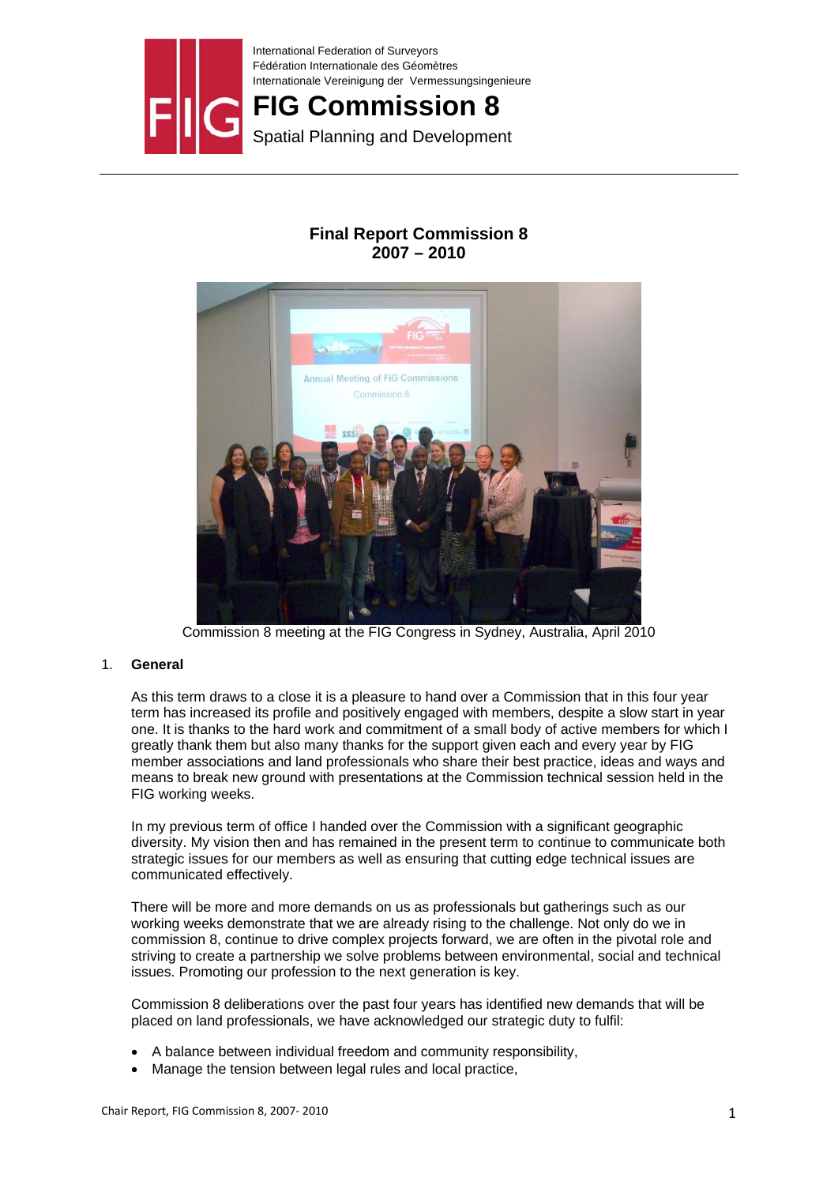International Federation of Surveyors
Fédération Internationale des Géomètres
Internationale Vereinigung der Vermessungsingenieure

# FIG Commission 8

Spatial Planning and Development

## Final Report Commission 8
## 2007 – 2010

Commission 8 meeting at the FIG Congress in Sydney, Australia, April 2010

### 1. General

As this term draws to a close it is a pleasure to hand over a Commission that in this four year term has increased its profile and positively engaged with members, despite a slow start in year one. It is thanks to the hard work and commitment of a small body of active members for which I greatly thank them but also many thanks for the support given each and every year by FIG member associations and land professionals who share their best practice, ideas and ways and means to break new ground with presentations at the Commission technical session held in the FIG working weeks.

In my previous term of office I handed over the Commission with a significant geographic diversity. My vision then and has remained in the present term to continue to communicate both strategic issues for our members as well as ensuring that cutting edge technical issues are communicated effectively.

There will be more and more demands on us as professionals but gatherings such as our working weeks demonstrate that we are already rising to the challenge. Not only do we in commission 8, continue to drive complex projects forward, we are often in the pivotal role and striving to create a partnership we solve problems between environmental, social and technical issues. Promoting our profession to the next generation is key.

Commission 8 deliberations over the past four years has identified new demands that will be placed on land professionals, we have acknowledged our strategic duty to fulfil:

- A balance between individual freedom and community responsibility,
- Manage the tension between legal rules and local practice,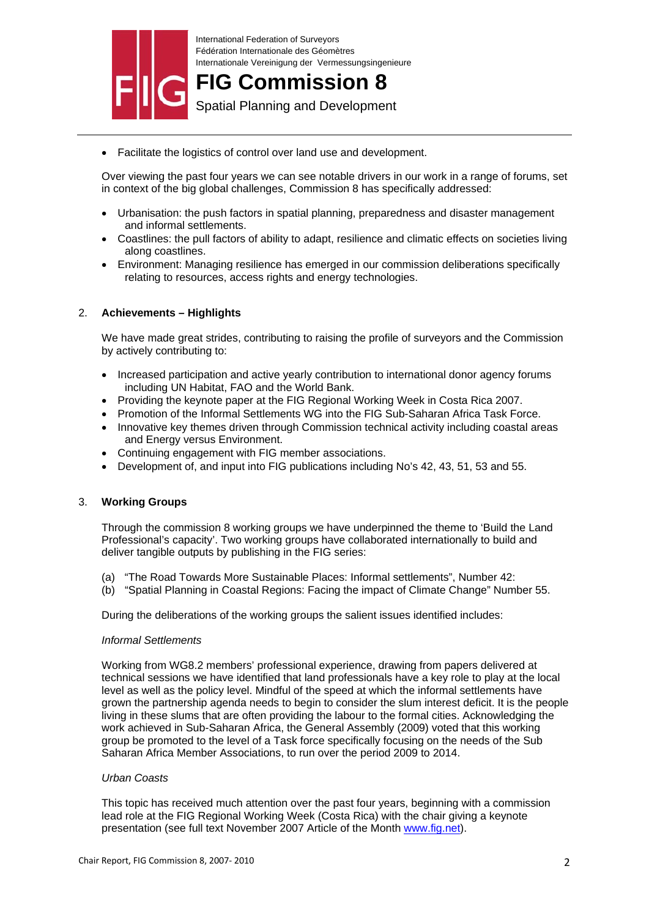- Facilitate the logistics of control over land use and development.

Over viewing the past four years we can see notable drivers in our work in a range of forums, set in context of the big global challenges, Commission 8 has specifically addressed:

- Urbanisation: the push factors in spatial planning, preparedness and disaster management and informal settlements.
- Coastlines: the pull factors of ability to adapt, resilience and climatic effects on societies living along coastlines.
- Environment: Managing resilience has emerged in our commission deliberations specifically relating to resources, access rights and energy technologies.

## 2. Achievements – Highlights

We have made great strides, contributing to raising the profile of surveyors and the Commission by actively contributing to:

- Increased participation and active yearly contribution to international donor agency forums including UN Habitat, FAO and the World Bank.
- Providing the keynote paper at the FIG Regional Working Week in Costa Rica 2007.
- Promotion of the Informal Settlements WG into the FIG Sub-Saharan Africa Task Force.
- Innovative key themes driven through Commission technical activity including coastal areas and Energy versus Environment.
- Continuing engagement with FIG member associations.
- Development of, and input into FIG publications including No's 42, 43, 51, 53 and 55.

## 3. Working Groups

Through the commission 8 working groups we have underpinned the theme to 'Build the Land Professional's capacity'. Two working groups have collaborated internationally to build and deliver tangible outputs by publishing in the FIG series:

(a) "The Road Towards More Sustainable Places: Informal settlements", Number 42:
(b) "Spatial Planning in Coastal Regions: Facing the impact of Climate Change" Number 55.

During the deliberations of the working groups the salient issues identified includes:

*Informal Settlements*

Working from WG8.2 members' professional experience, drawing from papers delivered at technical sessions we have identified that land professionals have a key role to play at the local level as well as the policy level. Mindful of the speed at which the informal settlements have grown the partnership agenda needs to begin to consider the slum interest deficit. It is the people living in these slums that are often providing the labour to the formal cities. Acknowledging the work achieved in Sub-Saharan Africa, the General Assembly (2009) voted that this working group be promoted to the level of a Task force specifically focusing on the needs of the Sub Saharan Africa Member Associations, to run over the period 2009 to 2014.

*Urban Coasts*

This topic has received much attention over the past four years, beginning with a commission lead role at the FIG Regional Working Week (Costa Rica) with the chair giving a keynote presentation (see full text November 2007 Article of the Month www.fig.net).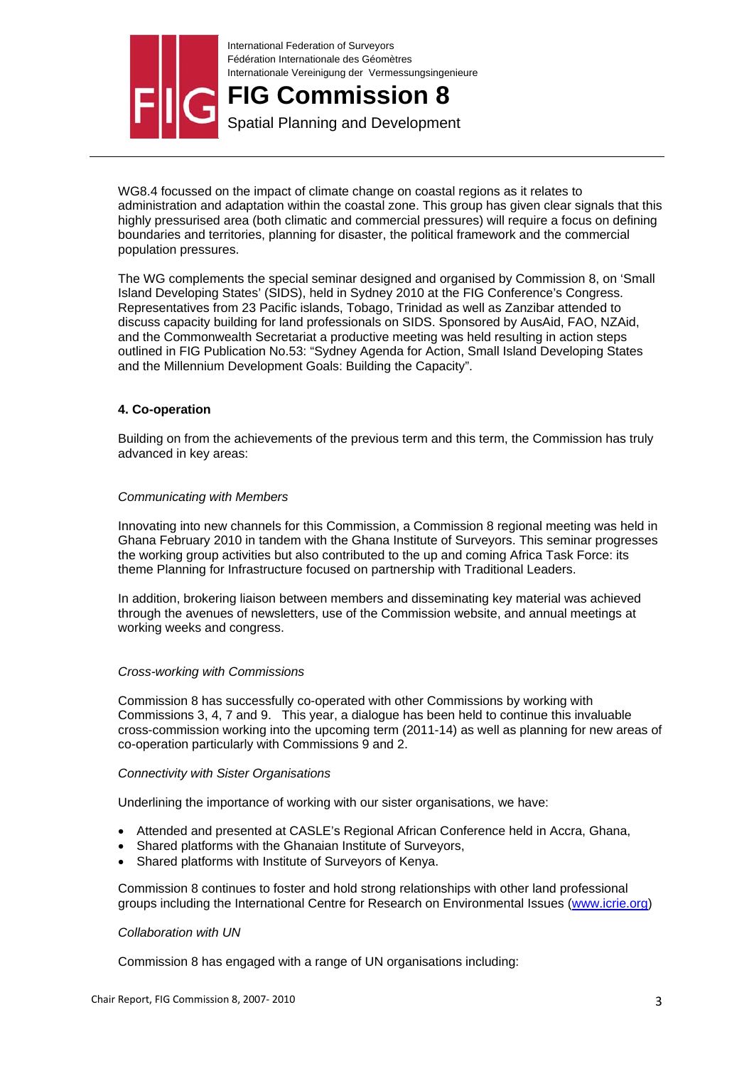WG8.4 focussed on the impact of climate change on coastal regions as it relates to administration and adaptation within the coastal zone. This group has given clear signals that this highly pressurised area (both climatic and commercial pressures) will require a focus on defining boundaries and territories, planning for disaster, the political framework and the commercial population pressures.

The WG complements the special seminar designed and organised by Commission 8, on 'Small Island Developing States' (SIDS), held in Sydney 2010 at the FIG Conference's Congress. Representatives from 23 Pacific islands, Tobago, Trinidad as well as Zanzibar attended to discuss capacity building for land professionals on SIDS. Sponsored by AusAid, FAO, NZAid, and the Commonwealth Secretariat a productive meeting was held resulting in action steps outlined in FIG Publication No.53: "Sydney Agenda for Action, Small Island Developing States and the Millennium Development Goals: Building the Capacity".

### 4. Co-operation

Building on from the achievements of the previous term and this term, the Commission has truly advanced in key areas:

*Communicating with Members*

Innovating into new channels for this Commission, a Commission 8 regional meeting was held in Ghana February 2010 in tandem with the Ghana Institute of Surveyors. This seminar progresses the working group activities but also contributed to the up and coming Africa Task Force: its theme Planning for Infrastructure focused on partnership with Traditional Leaders.

In addition, brokering liaison between members and disseminating key material was achieved through the avenues of newsletters, use of the Commission website, and annual meetings at working weeks and congress.

*Cross-working with Commissions*

Commission 8 has successfully co-operated with other Commissions by working with Commissions 3, 4, 7 and 9. This year, a dialogue has been held to continue this invaluable cross-commission working into the upcoming term (2011-14) as well as planning for new areas of co-operation particularly with Commissions 9 and 2.

*Connectivity with Sister Organisations*

Underlining the importance of working with our sister organisations, we have:

- Attended and presented at CASLE's Regional African Conference held in Accra, Ghana,
- Shared platforms with the Ghanaian Institute of Surveyors,
- Shared platforms with Institute of Surveyors of Kenya.

Commission 8 continues to foster and hold strong relationships with other land professional groups including the International Centre for Research on Environmental Issues (www.icrie.org)

*Collaboration with UN*

Commission 8 has engaged with a range of UN organisations including: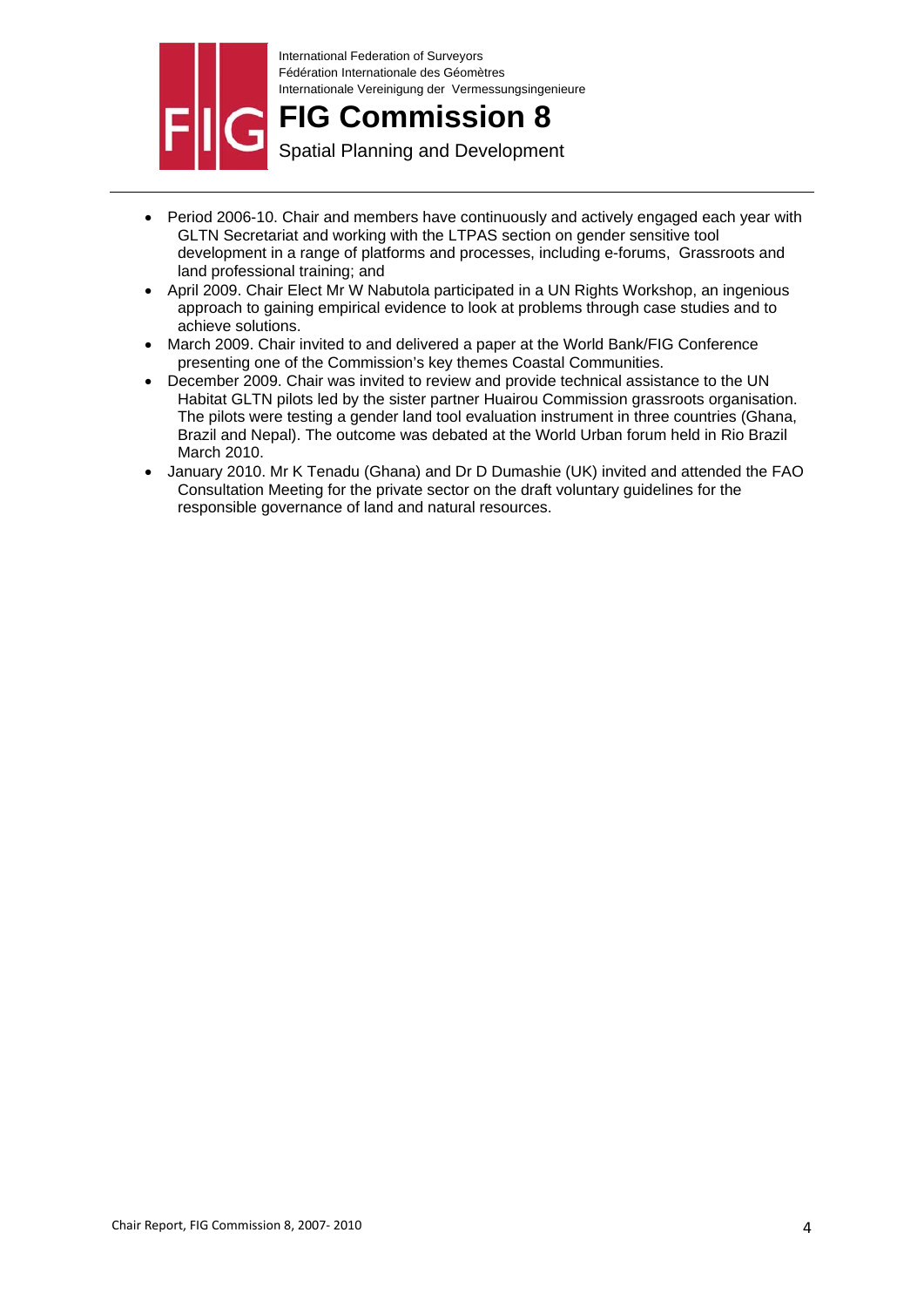- Period 2006-10. Chair and members have continuously and actively engaged each year with GLTN Secretariat and working with the LTPAS section on gender sensitive tool development in a range of platforms and processes, including e-forums, Grassroots and land professional training; and
- April 2009. Chair Elect Mr W Nabutola participated in a UN Rights Workshop, an ingenious approach to gaining empirical evidence to look at problems through case studies and to achieve solutions.
- March 2009. Chair invited to and delivered a paper at the World Bank/FIG Conference presenting one of the Commission's key themes Coastal Communities.
- December 2009. Chair was invited to review and provide technical assistance to the UN Habitat GLTN pilots led by the sister partner Huairou Commission grassroots organisation. The pilots were testing a gender land tool evaluation instrument in three countries (Ghana, Brazil and Nepal). The outcome was debated at the World Urban forum held in Rio Brazil March 2010.
- January 2010. Mr K Tenadu (Ghana) and Dr D Dumashie (UK) invited and attended the FAO Consultation Meeting for the private sector on the draft voluntary guidelines for the responsible governance of land and natural resources.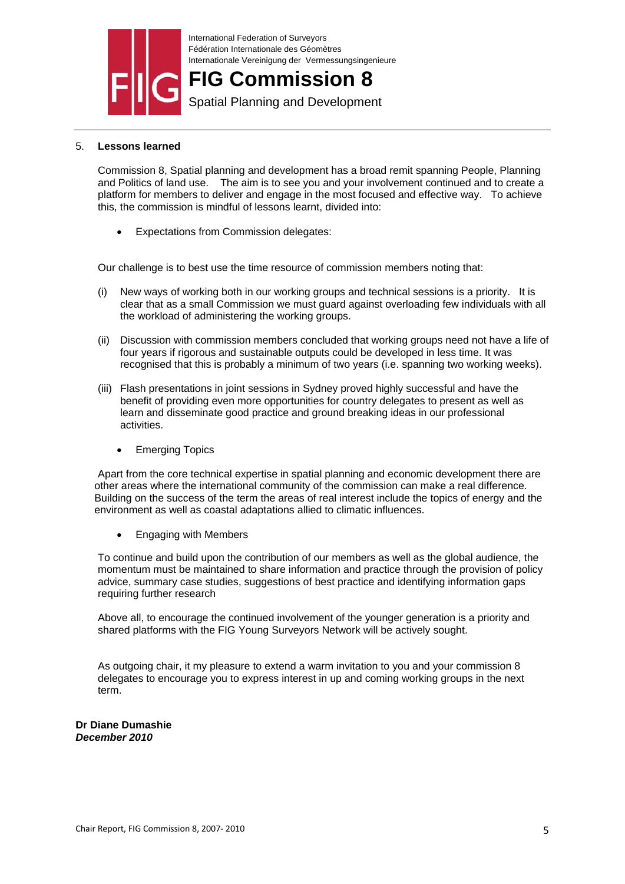## 5. **Lessons learned**

Commission 8, Spatial planning and development has a broad remit spanning People, Planning and Politics of land use. The aim is to see you and your involvement continued and to create a platform for members to deliver and engage in the most focused and effective way. To achieve this, the commission is mindful of lessons learnt, divided into:

- Expectations from Commission delegates:

Our challenge is to best use the time resource of commission members noting that:

(i) New ways of working both in our working groups and technical sessions is a priority. It is clear that as a small Commission we must guard against overloading few individuals with all the workload of administering the working groups.

(ii) Discussion with commission members concluded that working groups need not have a life of four years if rigorous and sustainable outputs could be developed in less time. It was recognised that this is probably a minimum of two years (i.e. spanning two working weeks).

(iii) Flash presentations in joint sessions in Sydney proved highly successful and have the benefit of providing even more opportunities for country delegates to present as well as learn and disseminate good practice and ground breaking ideas in our professional activities.

- Emerging Topics

Apart from the core technical expertise in spatial planning and economic development there are other areas where the international community of the commission can make a real difference. Building on the success of the term the areas of real interest include the topics of energy and the environment as well as coastal adaptations allied to climatic influences.

- Engaging with Members

To continue and build upon the contribution of our members as well as the global audience, the momentum must be maintained to share information and practice through the provision of policy advice, summary case studies, suggestions of best practice and identifying information gaps requiring further research

Above all, to encourage the continued involvement of the younger generation is a priority and shared platforms with the FIG Young Surveyors Network will be actively sought.

As outgoing chair, it my pleasure to extend a warm invitation to you and your commission 8 delegates to encourage you to express interest in up and coming working groups in the next term.

**Dr Diane Dumashie**
***December 2010***